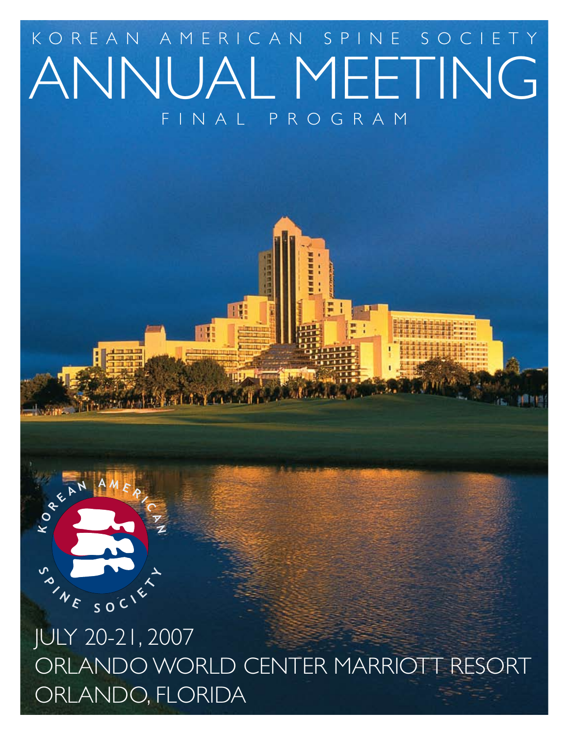KOREAN AMERICAN SPINE SOCIETY

# ANNUAL MEETING

FINAL PROGRAM

KOREAN AMERICAN SPINE SOCIETY

JULY 20-21, 2007

ORLANDO WORLD CENTER MARRIOTT RESORT

ORLANDO, FLORIDA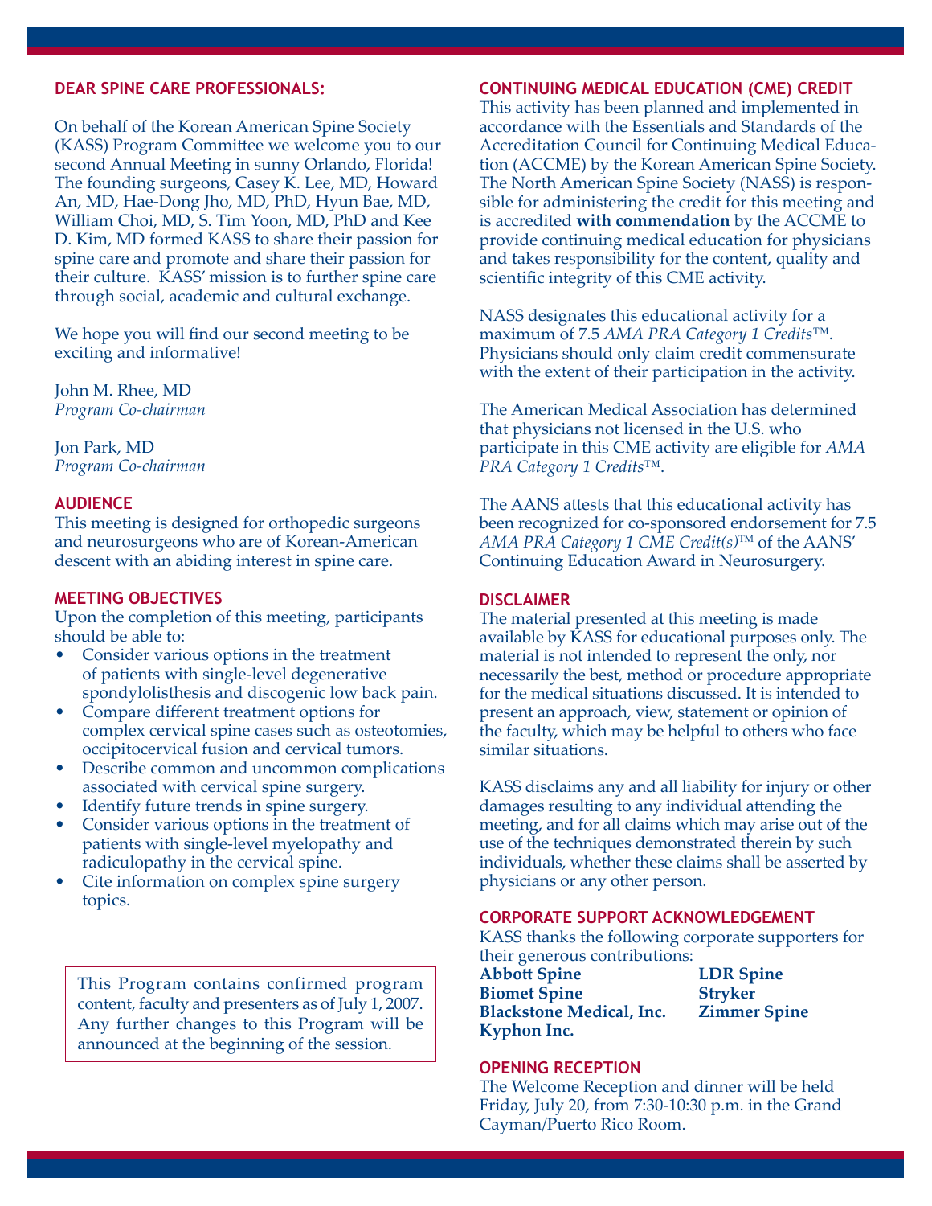## DEAR SPINE CARE PROFESSIONALS:

On behalf of the Korean American Spine Society (KASS) Program Committee we welcome you to our second Annual Meeting in sunny Orlando, Florida! The founding surgeons, Casey K. Lee, MD, Howard An, MD, Hae-Dong Jho, MD, PhD, Hyun Bae, MD, William Choi, MD, S. Tim Yoon, MD, PhD and Kee D. Kim, MD formed KASS to share their passion for spine care and promote and share their passion for their culture. KASS' mission is to further spine care through social, academic and cultural exchange.

We hope you will find our second meeting to be exciting and informative!

John M. Rhee, MD
*Program Co-chairman*

Jon Park, MD
*Program Co-chairman*

## AUDIENCE

This meeting is designed for orthopedic surgeons and neurosurgeons who are of Korean-American descent with an abiding interest in spine care.

## MEETING OBJECTIVES

Upon the completion of this meeting, participants should be able to:

- Consider various options in the treatment of patients with single-level degenerative spondylolisthesis and discogenic low back pain.
- Compare different treatment options for complex cervical spine cases such as osteotomies, occipitocervical fusion and cervical tumors.
- Describe common and uncommon complications associated with cervical spine surgery.
- Identify future trends in spine surgery.
- Consider various options in the treatment of patients with single-level myelopathy and radiculopathy in the cervical spine.
- Cite information on complex spine surgery topics.

This Program contains confirmed program content, faculty and presenters as of July 1, 2007. Any further changes to this Program will be announced at the beginning of the session.

## CONTINUING MEDICAL EDUCATION (CME) CREDIT

This activity has been planned and implemented in accordance with the Essentials and Standards of the Accreditation Council for Continuing Medical Education (ACCME) by the Korean American Spine Society. The North American Spine Society (NASS) is responsible for administering the credit for this meeting and is accredited **with commendation** by the ACCME to provide continuing medical education for physicians and takes responsibility for the content, quality and scientific integrity of this CME activity.

NASS designates this educational activity for a maximum of 7.5 *AMA PRA Category 1 Credits*™. Physicians should only claim credit commensurate with the extent of their participation in the activity.

The American Medical Association has determined that physicians not licensed in the U.S. who participate in this CME activity are eligible for *AMA PRA Category 1 Credits*™.

The AANS attests that this educational activity has been recognized for co-sponsored endorsement for 7.5 *AMA PRA Category 1 CME Credit(s)*™ of the AANS' Continuing Education Award in Neurosurgery.

## DISCLAIMER

The material presented at this meeting is made available by KASS for educational purposes only. The material is not intended to represent the only, nor necessarily the best, method or procedure appropriate for the medical situations discussed. It is intended to present an approach, view, statement or opinion of the faculty, which may be helpful to others who face similar situations.

KASS disclaims any and all liability for injury or other damages resulting to any individual attending the meeting, and for all claims which may arise out of the use of the techniques demonstrated therein by such individuals, whether these claims shall be asserted by physicians or any other person.

## CORPORATE SUPPORT ACKNOWLEDGEMENT

KASS thanks the following corporate supporters for their generous contributions:

**Abbott Spine**
**Biomet Spine**
**Blackstone Medical, Inc.**
**Kyphon Inc.**
**LDR Spine**
**Stryker**
**Zimmer Spine**

## OPENING RECEPTION

The Welcome Reception and dinner will be held Friday, July 20, from 7:30-10:30 p.m. in the Grand Cayman/Puerto Rico Room.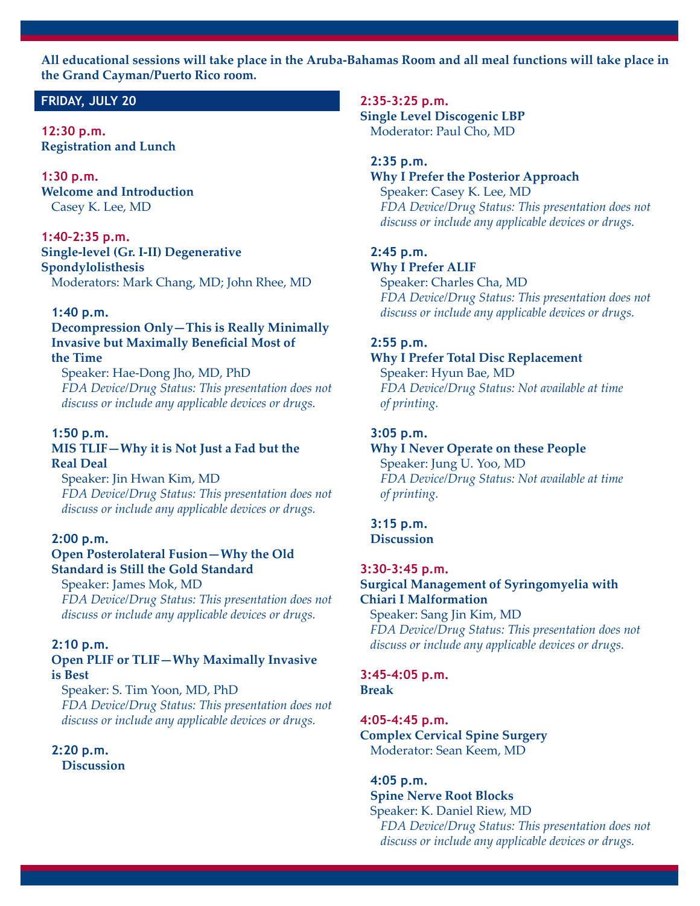**All educational sessions will take place in the Aruba-Bahamas Room and all meal functions will take place in the Grand Cayman/Puerto Rico room.**

## FRIDAY, JULY 20

**12:30 p.m.**
**Registration and Lunch**

**1:30 p.m.**
**Welcome and Introduction**
Casey K. Lee, MD

**1:40-2:35 p.m.**
**Single-level (Gr. I-II) Degenerative Spondylolisthesis**
Moderators: Mark Chang, MD; John Rhee, MD

**1:40 p.m.**
**Decompression Only—This is Really Minimally Invasive but Maximally Beneficial Most of the Time**
Speaker: Hae-Dong Jho, MD, PhD
*FDA Device/Drug Status: This presentation does not discuss or include any applicable devices or drugs.*

**1:50 p.m.**
**MIS TLIF—Why it is Not Just a Fad but the Real Deal**
Speaker: Jin Hwan Kim, MD
*FDA Device/Drug Status: This presentation does not discuss or include any applicable devices or drugs.*

**2:00 p.m.**
**Open Posterolateral Fusion—Why the Old Standard is Still the Gold Standard**
Speaker: James Mok, MD
*FDA Device/Drug Status: This presentation does not discuss or include any applicable devices or drugs.*

**2:10 p.m.**
**Open PLIF or TLIF—Why Maximally Invasive is Best**
Speaker: S. Tim Yoon, MD, PhD
*FDA Device/Drug Status: This presentation does not discuss or include any applicable devices or drugs.*

**2:20 p.m.**
**Discussion**

**2:35-3:25 p.m.**
**Single Level Discogenic LBP**
Moderator: Paul Cho, MD

**2:35 p.m.**
**Why I Prefer the Posterior Approach**
Speaker: Casey K. Lee, MD
*FDA Device/Drug Status: This presentation does not discuss or include any applicable devices or drugs.*

**2:45 p.m.**
**Why I Prefer ALIF**
Speaker: Charles Cha, MD
*FDA Device/Drug Status: This presentation does not discuss or include any applicable devices or drugs.*

**2:55 p.m.**
**Why I Prefer Total Disc Replacement**
Speaker: Hyun Bae, MD
*FDA Device/Drug Status: Not available at time of printing.*

**3:05 p.m.**
**Why I Never Operate on these People**
Speaker: Jung U. Yoo, MD
*FDA Device/Drug Status: Not available at time of printing.*

**3:15 p.m.**
**Discussion**

**3:30-3:45 p.m.**
**Surgical Management of Syringomyelia with Chiari I Malformation**
Speaker: Sang Jin Kim, MD
*FDA Device/Drug Status: This presentation does not discuss or include any applicable devices or drugs.*

**3:45-4:05 p.m.**
**Break**

**4:05-4:45 p.m.**
**Complex Cervical Spine Surgery**
Moderator: Sean Keem, MD

**4:05 p.m.**
**Spine Nerve Root Blocks**
Speaker: K. Daniel Riew, MD
*FDA Device/Drug Status: This presentation does not discuss or include any applicable devices or drugs.*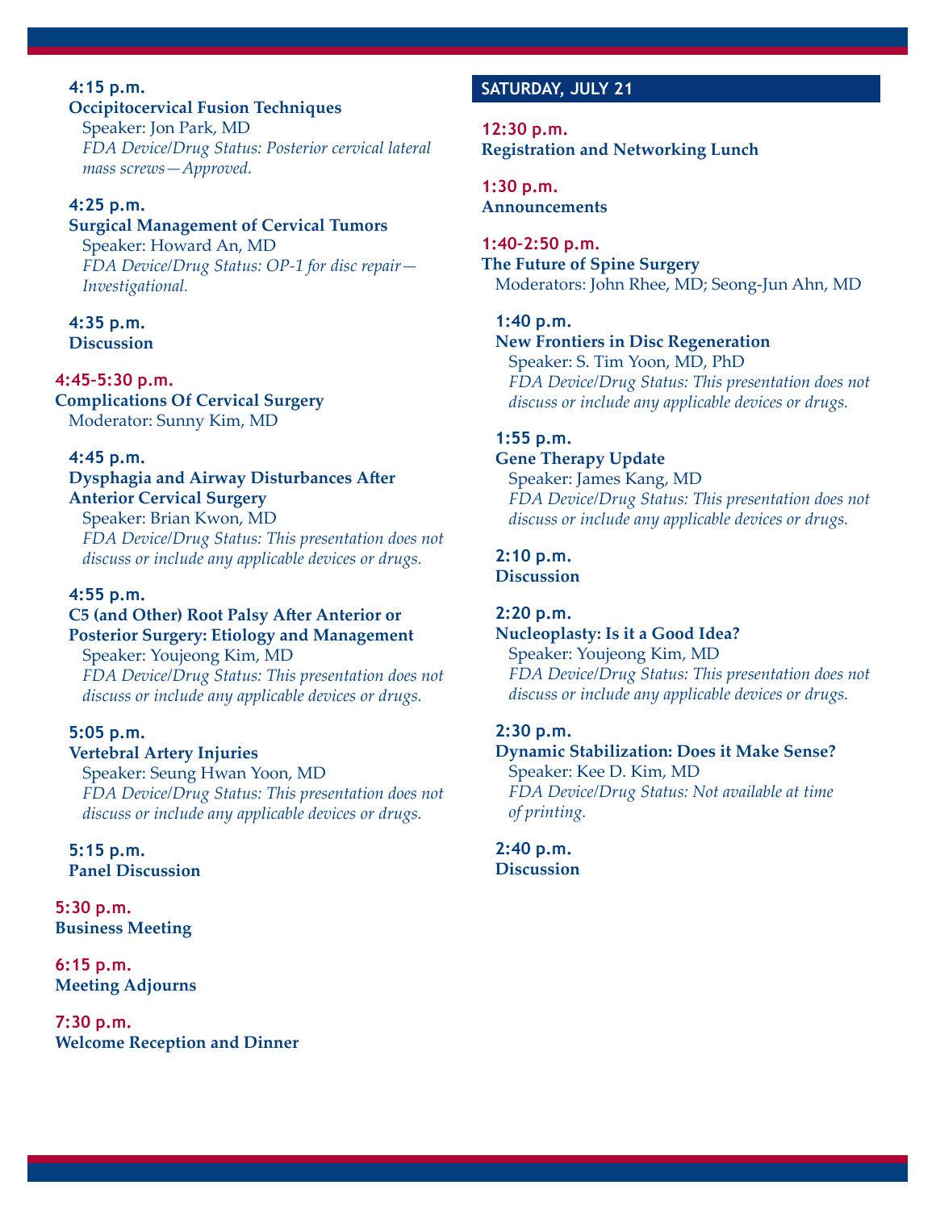**4:15 p.m.**
**Occipitocervical Fusion Techniques**
Speaker: Jon Park, MD
*FDA Device/Drug Status: Posterior cervical lateral mass screws—Approved.*

**4:25 p.m.**
**Surgical Management of Cervical Tumors**
Speaker: Howard An, MD
*FDA Device/Drug Status: OP-1 for disc repair—Investigational.*

**4:35 p.m.**
**Discussion**

**4:45-5:30 p.m.**
**Complications Of Cervical Surgery**
Moderator: Sunny Kim, MD

**4:45 p.m.**
**Dysphagia and Airway Disturbances After Anterior Cervical Surgery**
Speaker: Brian Kwon, MD
*FDA Device/Drug Status: This presentation does not discuss or include any applicable devices or drugs.*

**4:55 p.m.**
**C5 (and Other) Root Palsy After Anterior or Posterior Surgery: Etiology and Management**
Speaker: Youjeong Kim, MD
*FDA Device/Drug Status: This presentation does not discuss or include any applicable devices or drugs.*

**5:05 p.m.**
**Vertebral Artery Injuries**
Speaker: Seung Hwan Yoon, MD
*FDA Device/Drug Status: This presentation does not discuss or include any applicable devices or drugs.*

**5:15 p.m.**
**Panel Discussion**

**5:30 p.m.**
**Business Meeting**

**6:15 p.m.**
**Meeting Adjourns**

**7:30 p.m.**
**Welcome Reception and Dinner**

## SATURDAY, JULY 21

**12:30 p.m.**
**Registration and Networking Lunch**

**1:30 p.m.**
**Announcements**

**1:40-2:50 p.m.**
**The Future of Spine Surgery**
Moderators: John Rhee, MD; Seong-Jun Ahn, MD

**1:40 p.m.**
**New Frontiers in Disc Regeneration**
Speaker: S. Tim Yoon, MD, PhD
*FDA Device/Drug Status: This presentation does not discuss or include any applicable devices or drugs.*

**1:55 p.m.**
**Gene Therapy Update**
Speaker: James Kang, MD
*FDA Device/Drug Status: This presentation does not discuss or include any applicable devices or drugs.*

**2:10 p.m.**
**Discussion**

**2:20 p.m.**
**Nucleoplasty: Is it a Good Idea?**
Speaker: Youjeong Kim, MD
*FDA Device/Drug Status: This presentation does not discuss or include any applicable devices or drugs.*

**2:30 p.m.**
**Dynamic Stabilization: Does it Make Sense?**
Speaker: Kee D. Kim, MD
*FDA Device/Drug Status: Not available at time of printing.*

**2:40 p.m.**
**Discussion**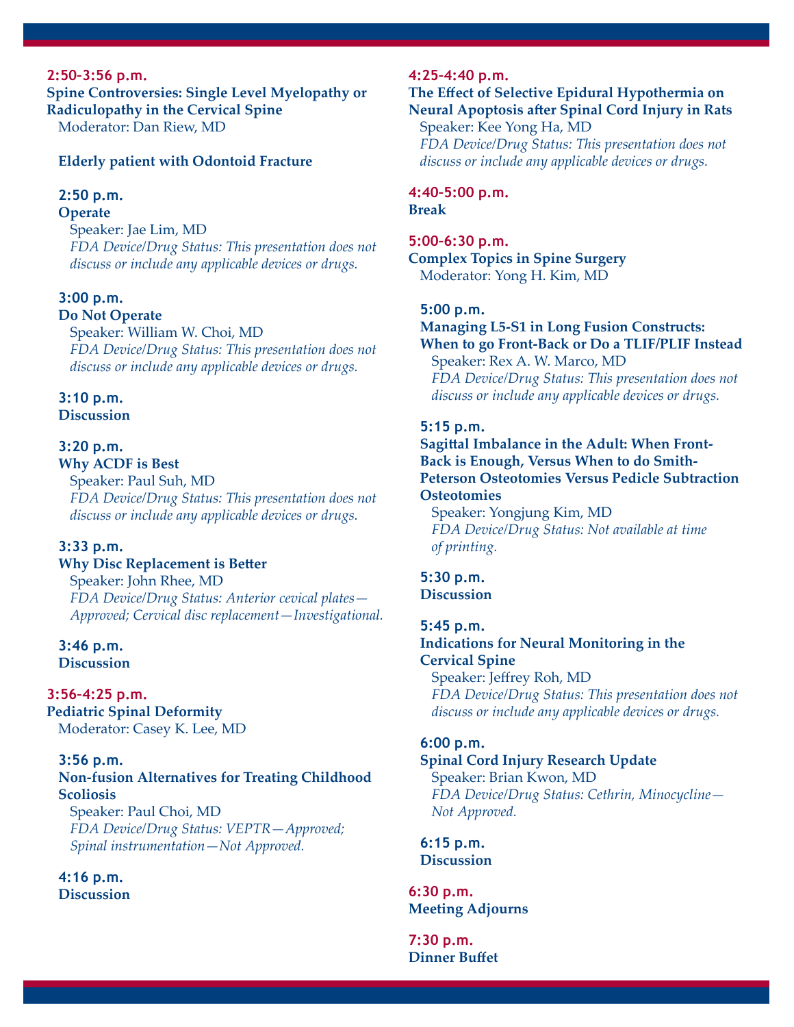**2:50-3:56 p.m.**
**Spine Controversies: Single Level Myelopathy or Radiculopathy in the Cervical Spine**
Moderator: Dan Riew, MD

**Elderly patient with Odontoid Fracture**

**2:50 p.m.**
**Operate**
Speaker: Jae Lim, MD
*FDA Device/Drug Status: This presentation does not discuss or include any applicable devices or drugs.*

**3:00 p.m.**
**Do Not Operate**
Speaker: William W. Choi, MD
*FDA Device/Drug Status: This presentation does not discuss or include any applicable devices or drugs.*

**3:10 p.m.**
**Discussion**

**3:20 p.m.**
**Why ACDF is Best**
Speaker: Paul Suh, MD
*FDA Device/Drug Status: This presentation does not discuss or include any applicable devices or drugs.*

**3:33 p.m.**
**Why Disc Replacement is Better**
Speaker: John Rhee, MD
*FDA Device/Drug Status: Anterior cevical plates—Approved; Cervical disc replacement—Investigational.*

**3:46 p.m.**
**Discussion**

**3:56-4:25 p.m.**
**Pediatric Spinal Deformity**
Moderator: Casey K. Lee, MD

**3:56 p.m.**
**Non-fusion Alternatives for Treating Childhood Scoliosis**
Speaker: Paul Choi, MD
*FDA Device/Drug Status: VEPTR—Approved; Spinal instrumentation—Not Approved.*

**4:16 p.m.**
**Discussion**

**4:25-4:40 p.m.**
**The Effect of Selective Epidural Hypothermia on Neural Apoptosis after Spinal Cord Injury in Rats**
Speaker: Kee Yong Ha, MD
*FDA Device/Drug Status: This presentation does not discuss or include any applicable devices or drugs.*

**4:40-5:00 p.m.**
**Break**

**5:00-6:30 p.m.**
**Complex Topics in Spine Surgery**
Moderator: Yong H. Kim, MD

**5:00 p.m.**
**Managing L5-S1 in Long Fusion Constructs: When to go Front-Back or Do a TLIF/PLIF Instead**
Speaker: Rex A. W. Marco, MD
*FDA Device/Drug Status: This presentation does not discuss or include any applicable devices or drugs.*

**5:15 p.m.**
**Sagittal Imbalance in the Adult: When Front-Back is Enough, Versus When to do Smith-Peterson Osteotomies Versus Pedicle Subtraction Osteotomies**
Speaker: Yongjung Kim, MD
*FDA Device/Drug Status: Not available at time of printing.*

**5:30 p.m.**
**Discussion**

**5:45 p.m.**
**Indications for Neural Monitoring in the Cervical Spine**
Speaker: Jeffrey Roh, MD
*FDA Device/Drug Status: This presentation does not discuss or include any applicable devices or drugs.*

**6:00 p.m.**
**Spinal Cord Injury Research Update**
Speaker: Brian Kwon, MD
*FDA Device/Drug Status: Cethrin, Minocycline—Not Approved.*

**6:15 p.m.**
**Discussion**

**6:30 p.m.**
**Meeting Adjourns**

**7:30 p.m.**
**Dinner Buffet**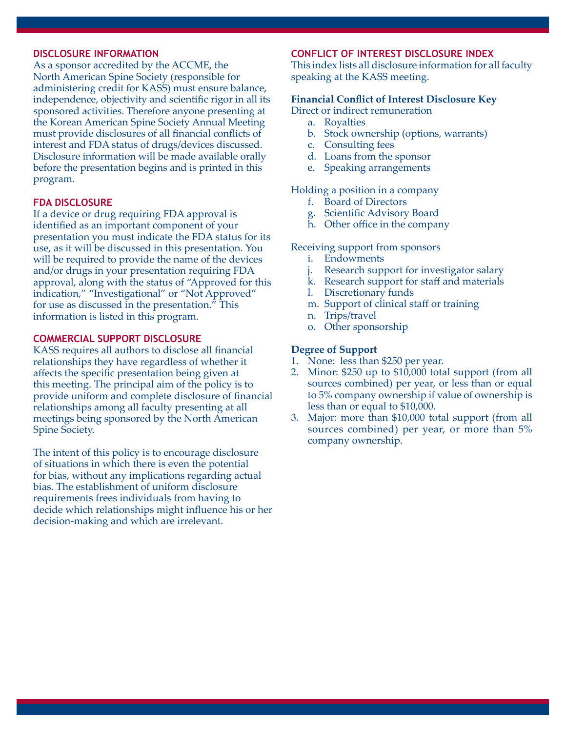## DISCLOSURE INFORMATION

As a sponsor accredited by the ACCME, the North American Spine Society (responsible for administering credit for KASS) must ensure balance, independence, objectivity and scientific rigor in all its sponsored activities. Therefore anyone presenting at the Korean American Spine Society Annual Meeting must provide disclosures of all financial conflicts of interest and FDA status of drugs/devices discussed. Disclosure information will be made available orally before the presentation begins and is printed in this program.

## FDA DISCLOSURE

If a device or drug requiring FDA approval is identified as an important component of your presentation you must indicate the FDA status for its use, as it will be discussed in this presentation. You will be required to provide the name of the devices and/or drugs in your presentation requiring FDA approval, along with the status of "Approved for this indication," "Investigational" or "Not Approved" for use as discussed in the presentation." This information is listed in this program.

## COMMERCIAL SUPPORT DISCLOSURE

KASS requires all authors to disclose all financial relationships they have regardless of whether it affects the specific presentation being given at this meeting. The principal aim of the policy is to provide uniform and complete disclosure of financial relationships among all faculty presenting at all meetings being sponsored by the North American Spine Society.

The intent of this policy is to encourage disclosure of situations in which there is even the potential for bias, without any implications regarding actual bias. The establishment of uniform disclosure requirements frees individuals from having to decide which relationships might influence his or her decision-making and which are irrelevant.

## CONFLICT OF INTEREST DISCLOSURE INDEX

This index lists all disclosure information for all faculty speaking at the KASS meeting.

**Financial Conflict of Interest Disclosure Key**

Direct or indirect remuneration

a. Royalties
b. Stock ownership (options, warrants)
c. Consulting fees
d. Loans from the sponsor
e. Speaking arrangements

Holding a position in a company

f. Board of Directors
g. Scientific Advisory Board
h. Other office in the company

Receiving support from sponsors

i. Endowments
j. Research support for investigator salary
k. Research support for staff and materials
l. Discretionary funds
m. Support of clinical staff or training
n. Trips/travel
o. Other sponsorship

**Degree of Support**

1. None: less than $250 per year.
2. Minor: $250 up to $10,000 total support (from all sources combined) per year, or less than or equal to 5% company ownership if value of ownership is less than or equal to $10,000.
3. Major: more than $10,000 total support (from all sources combined) per year, or more than 5% company ownership.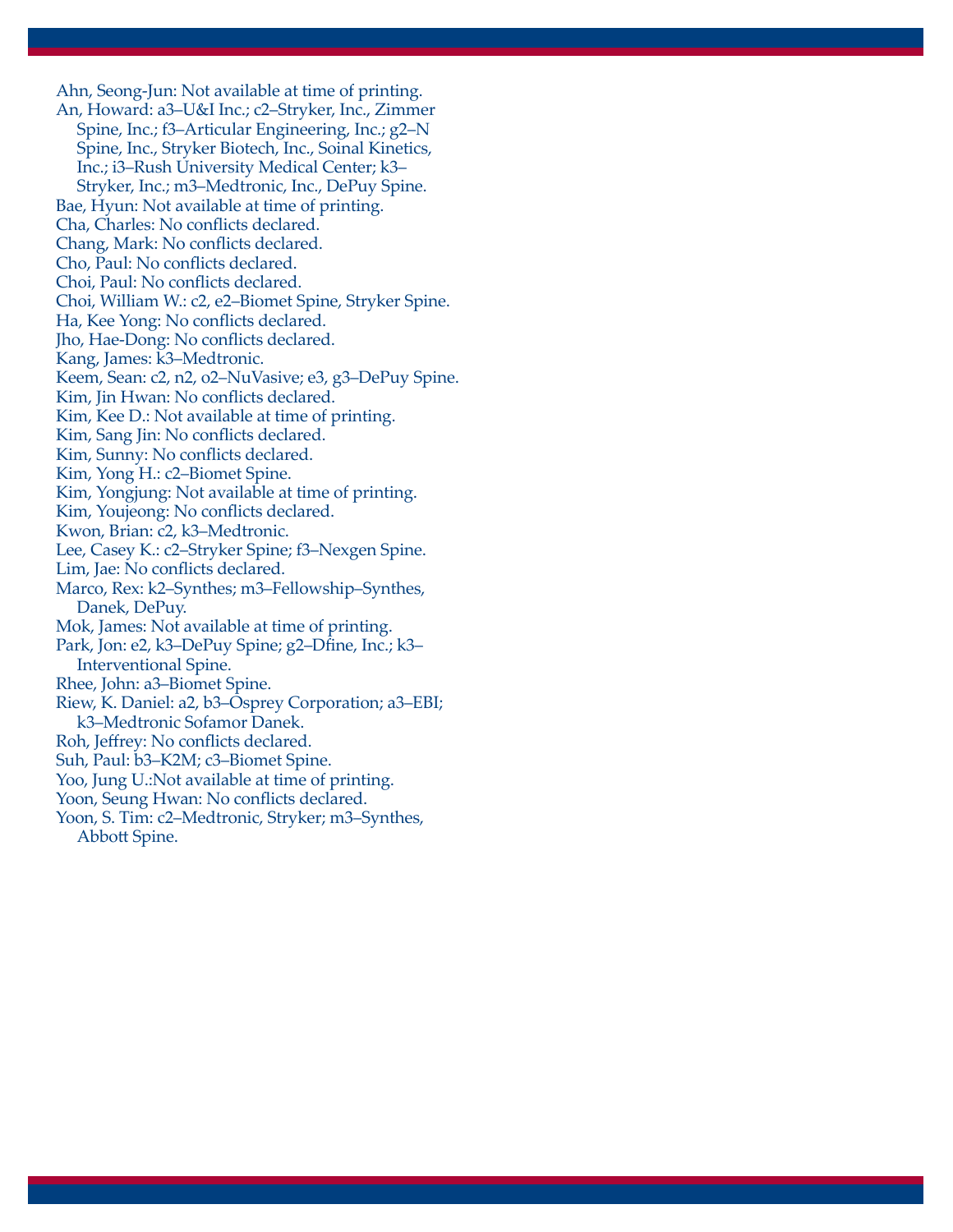Ahn, Seong-Jun: Not available at time of printing.
An, Howard: a3–U&I Inc.; c2–Stryker, Inc., Zimmer Spine, Inc.; f3–Articular Engineering, Inc.; g2–N Spine, Inc., Stryker Biotech, Inc., Soinal Kinetics, Inc.; i3–Rush University Medical Center; k3–Stryker, Inc.; m3–Medtronic, Inc., DePuy Spine.
Bae, Hyun: Not available at time of printing.
Cha, Charles: No conflicts declared.
Chang, Mark: No conflicts declared.
Cho, Paul: No conflicts declared.
Choi, Paul: No conflicts declared.
Choi, William W.: c2, e2–Biomet Spine, Stryker Spine.
Ha, Kee Yong: No conflicts declared.
Jho, Hae-Dong: No conflicts declared.
Kang, James: k3–Medtronic.
Keem, Sean: c2, n2, o2–NuVasive; e3, g3–DePuy Spine.
Kim, Jin Hwan: No conflicts declared.
Kim, Kee D.: Not available at time of printing.
Kim, Sang Jin: No conflicts declared.
Kim, Sunny: No conflicts declared.
Kim, Yong H.: c2–Biomet Spine.
Kim, Yongjung: Not available at time of printing.
Kim, Youjeong: No conflicts declared.
Kwon, Brian: c2, k3–Medtronic.
Lee, Casey K.: c2–Stryker Spine; f3–Nexgen Spine.
Lim, Jae: No conflicts declared.
Marco, Rex: k2–Synthes; m3–Fellowship–Synthes, Danek, DePuy.
Mok, James: Not available at time of printing.
Park, Jon: e2, k3–DePuy Spine; g2–Dfine, Inc.; k3–Interventional Spine.
Rhee, John: a3–Biomet Spine.
Riew, K. Daniel: a2, b3–Osprey Corporation; a3–EBI; k3–Medtronic Sofamor Danek.
Roh, Jeffrey: No conflicts declared.
Suh, Paul: b3–K2M; c3–Biomet Spine.
Yoo, Jung U.:Not available at time of printing.
Yoon, Seung Hwan: No conflicts declared.
Yoon, S. Tim: c2–Medtronic, Stryker; m3–Synthes, Abbott Spine.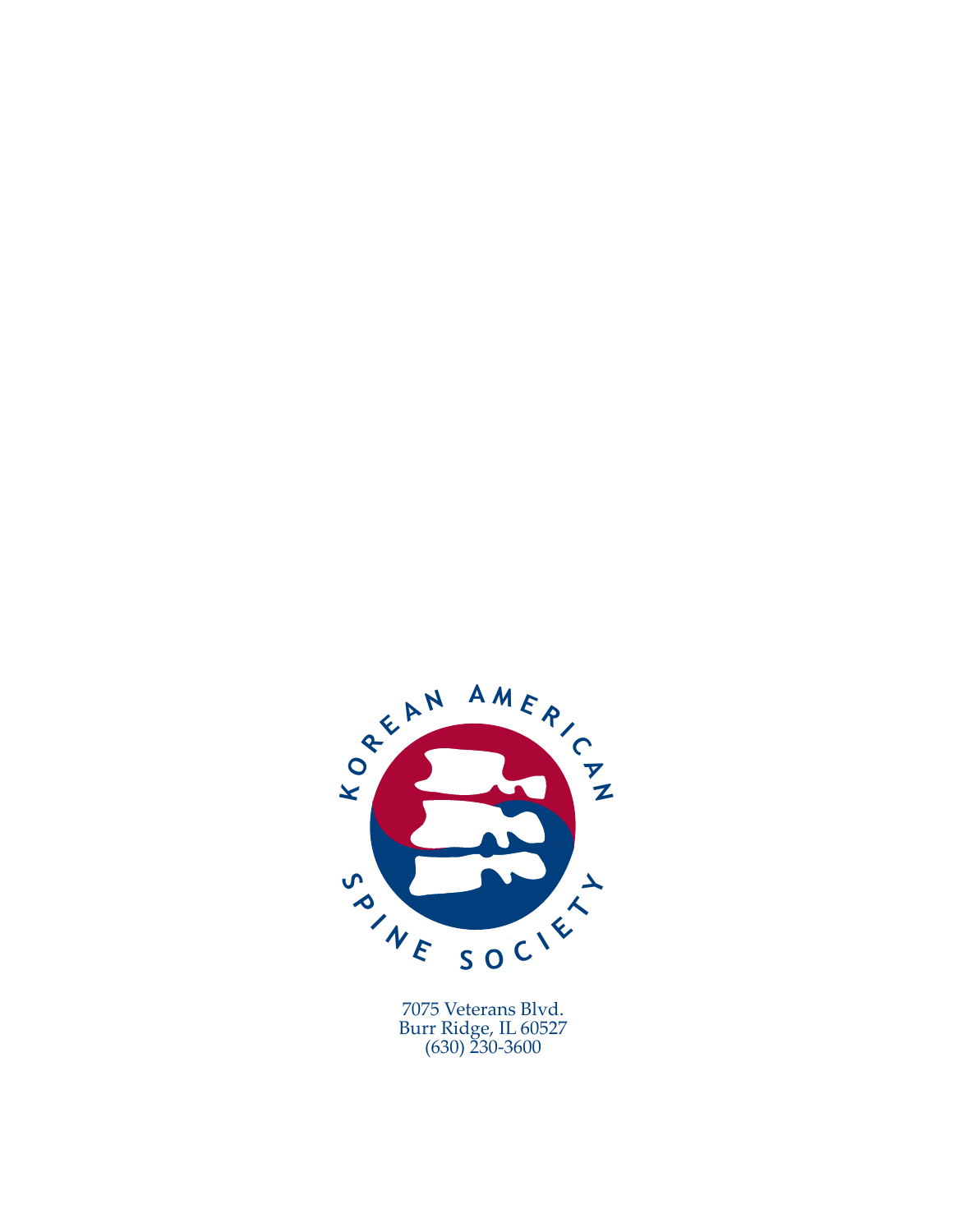KOREAN AMERICAN SPINE SOCIETY

7075 Veterans Blvd.
Burr Ridge, IL 60527
(630) 230-3600